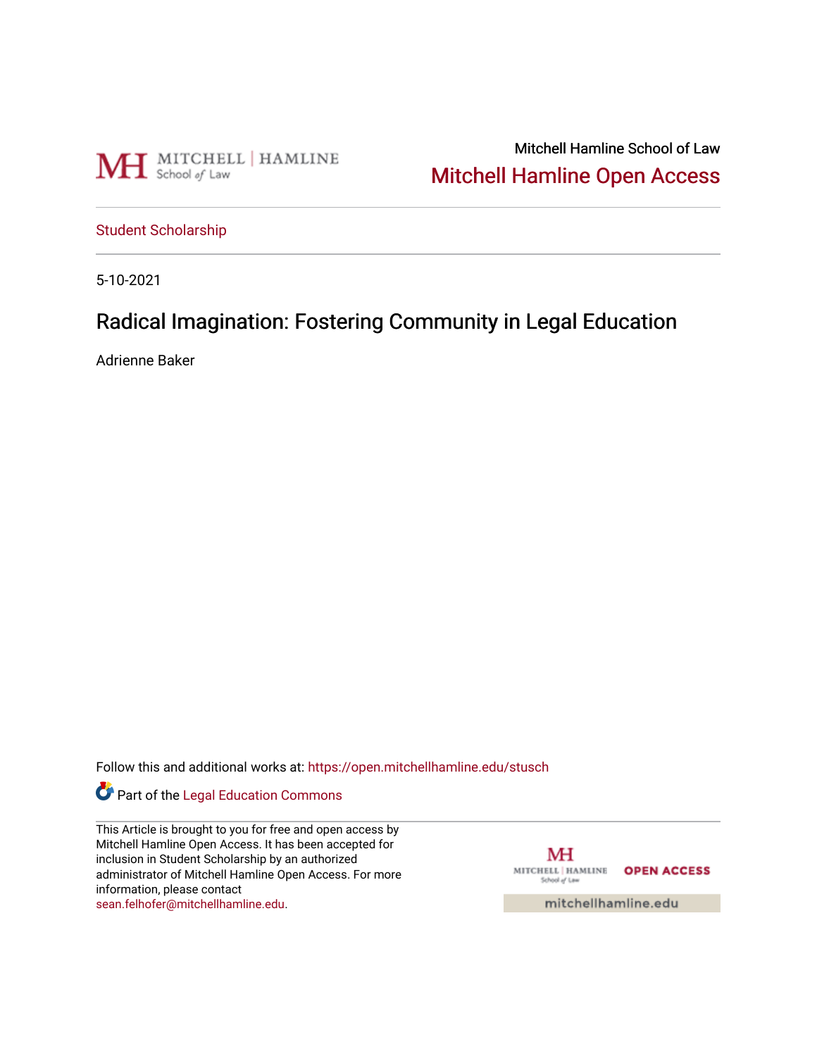Mitchell Hamline School of Law

Mitchell Hamline Open Access

Student Scholarship

5-10-2021

# Radical Imagination: Fostering Community in Legal Education

Adrienne Baker

Follow this and additional works at: https://open.mitchellhamline.edu/stusch

Part of the Legal Education Commons

This Article is brought to you for free and open access by Mitchell Hamline Open Access. It has been accepted for inclusion in Student Scholarship by an authorized administrator of Mitchell Hamline Open Access. For more information, please contact sean.felhofer@mitchellhamline.edu.

OPEN ACCESS

mitchellhamline.edu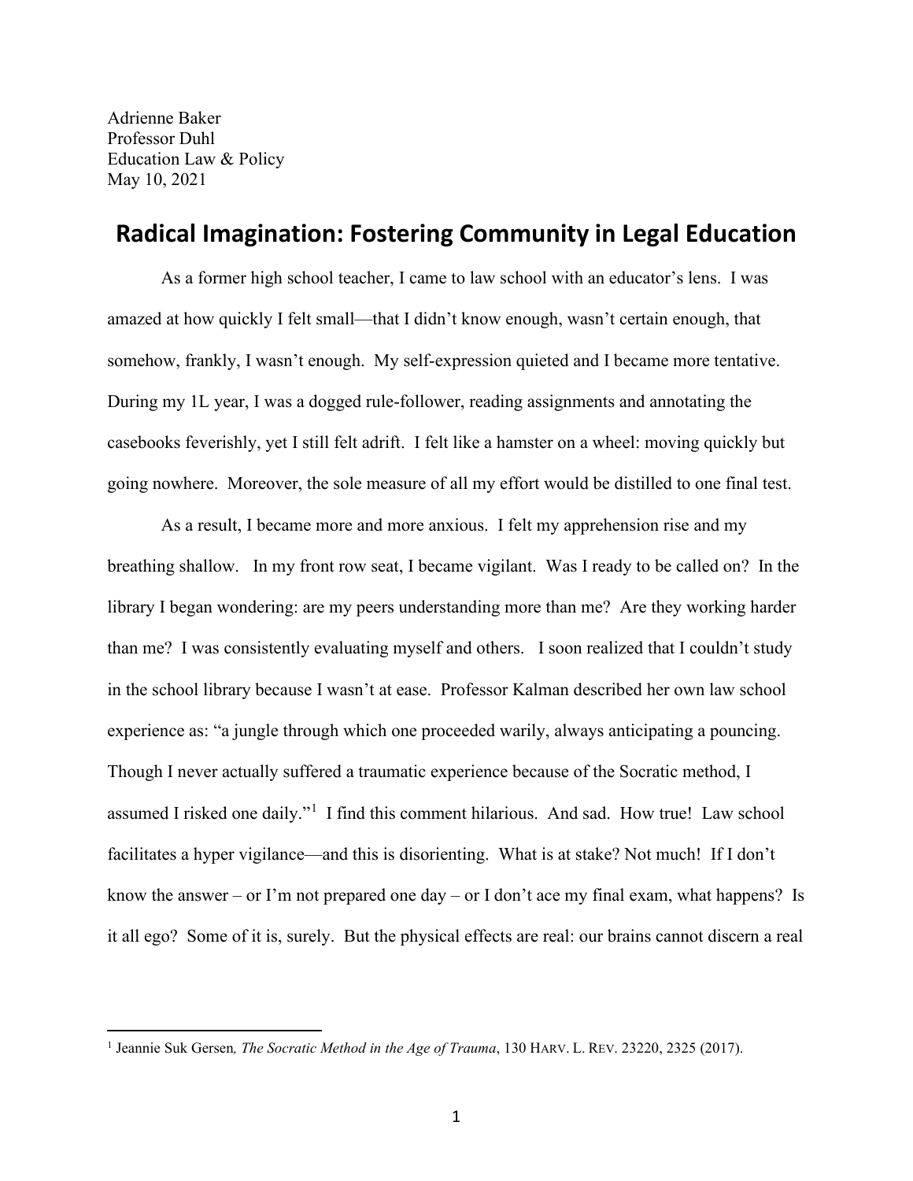Adrienne Baker
Professor Duhl
Education Law & Policy
May 10, 2021

# Radical Imagination: Fostering Community in Legal Education

As a former high school teacher, I came to law school with an educator's lens. I was amazed at how quickly I felt small—that I didn't know enough, wasn't certain enough, that somehow, frankly, I wasn't enough. My self-expression quieted and I became more tentative. During my 1L year, I was a dogged rule-follower, reading assignments and annotating the casebooks feverishly, yet I still felt adrift. I felt like a hamster on a wheel: moving quickly but going nowhere. Moreover, the sole measure of all my effort would be distilled to one final test.

As a result, I became more and more anxious. I felt my apprehension rise and my breathing shallow. In my front row seat, I became vigilant. Was I ready to be called on? In the library I began wondering: are my peers understanding more than me? Are they working harder than me? I was consistently evaluating myself and others. I soon realized that I couldn't study in the school library because I wasn't at ease. Professor Kalman described her own law school experience as: "a jungle through which one proceeded warily, always anticipating a pouncing. Though I never actually suffered a traumatic experience because of the Socratic method, I assumed I risked one daily."[1] I find this comment hilarious. And sad. How true! Law school facilitates a hyper vigilance—and this is disorienting. What is at stake? Not much! If I don't know the answer – or I'm not prepared one day – or I don't ace my final exam, what happens? Is it all ego? Some of it is, surely. But the physical effects are real: our brains cannot discern a real

---

[1] Jeannie Suk Gersen, *The Socratic Method in the Age of Trauma*, 130 HARV. L. REV. 23220, 2325 (2017).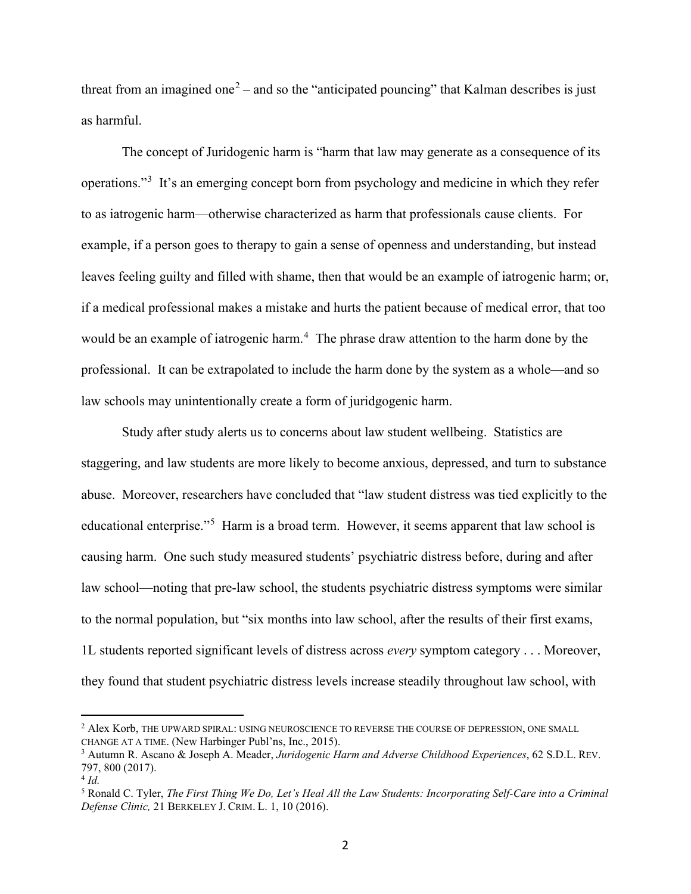threat from an imagined one[2] – and so the "anticipated pouncing" that Kalman describes is just as harmful.

The concept of Juridogenic harm is "harm that law may generate as a consequence of its operations."[3] It's an emerging concept born from psychology and medicine in which they refer to as iatrogenic harm—otherwise characterized as harm that professionals cause clients. For example, if a person goes to therapy to gain a sense of openness and understanding, but instead leaves feeling guilty and filled with shame, then that would be an example of iatrogenic harm; or, if a medical professional makes a mistake and hurts the patient because of medical error, that too would be an example of iatrogenic harm.[4] The phrase draw attention to the harm done by the professional. It can be extrapolated to include the harm done by the system as a whole—and so law schools may unintentionally create a form of juridgogenic harm.

Study after study alerts us to concerns about law student wellbeing. Statistics are staggering, and law students are more likely to become anxious, depressed, and turn to substance abuse. Moreover, researchers have concluded that "law student distress was tied explicitly to the educational enterprise."[5] Harm is a broad term. However, it seems apparent that law school is causing harm. One such study measured students' psychiatric distress before, during and after law school—noting that pre-law school, the students psychiatric distress symptoms were similar to the normal population, but "six months into law school, after the results of their first exams, 1L students reported significant levels of distress across *every* symptom category . . . Moreover, they found that student psychiatric distress levels increase steadily throughout law school, with

---

[2] Alex Korb, THE UPWARD SPIRAL: USING NEUROSCIENCE TO REVERSE THE COURSE OF DEPRESSION, ONE SMALL CHANGE AT A TIME. (New Harbinger Publ'ns, Inc., 2015).

[3] Autumn R. Ascano & Joseph A. Meader, *Juridogenic Harm and Adverse Childhood Experiences*, 62 S.D.L. REV. 797, 800 (2017).

[4] *Id.*

[5] Ronald C. Tyler, *The First Thing We Do, Let's Heal All the Law Students: Incorporating Self-Care into a Criminal Defense Clinic,* 21 BERKELEY J. CRIM. L. 1, 10 (2016).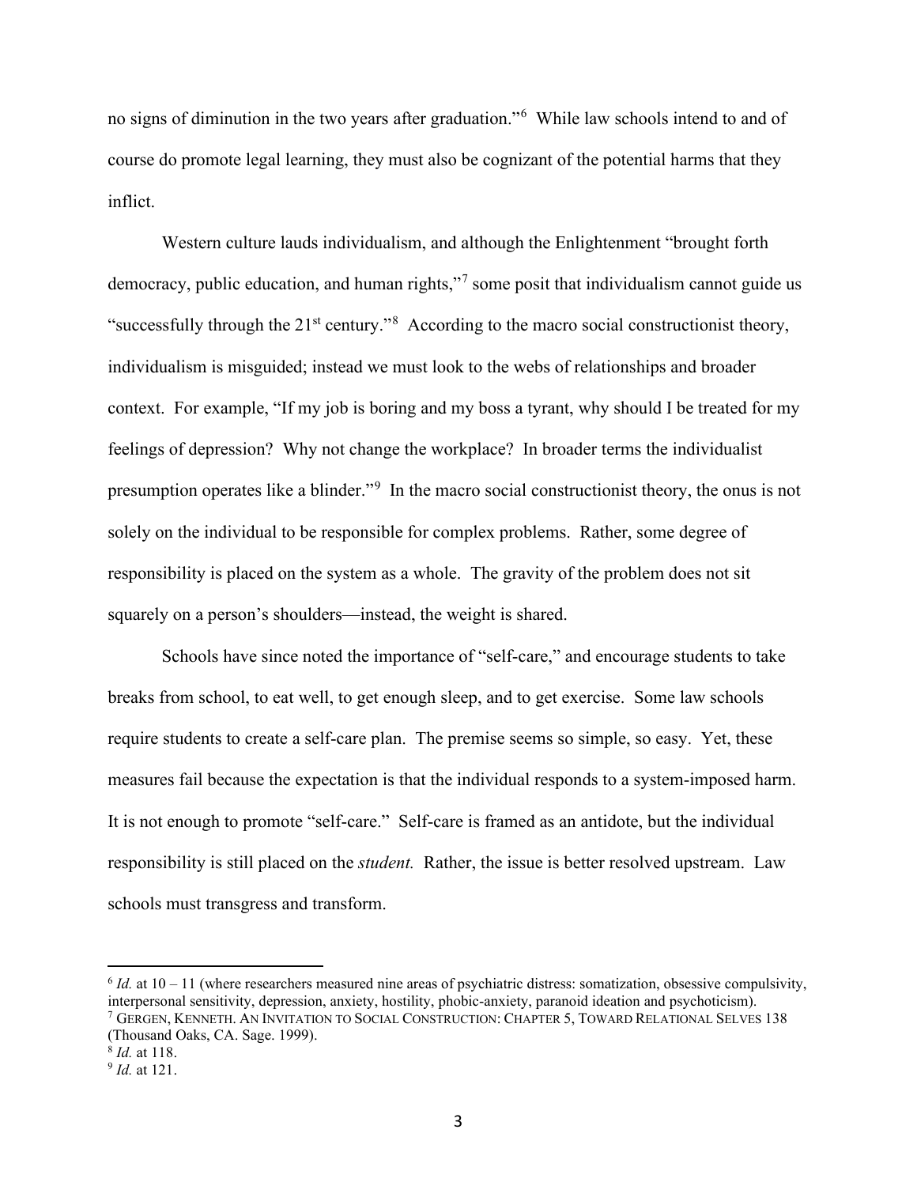no signs of diminution in the two years after graduation."[6] While law schools intend to and of course do promote legal learning, they must also be cognizant of the potential harms that they inflict.

Western culture lauds individualism, and although the Enlightenment "brought forth democracy, public education, and human rights,"[7] some posit that individualism cannot guide us "successfully through the 21st century."[8] According to the macro social constructionist theory, individualism is misguided; instead we must look to the webs of relationships and broader context. For example, "If my job is boring and my boss a tyrant, why should I be treated for my feelings of depression? Why not change the workplace? In broader terms the individualist presumption operates like a blinder."[9] In the macro social constructionist theory, the onus is not solely on the individual to be responsible for complex problems. Rather, some degree of responsibility is placed on the system as a whole. The gravity of the problem does not sit squarely on a person's shoulders—instead, the weight is shared.

Schools have since noted the importance of "self-care," and encourage students to take breaks from school, to eat well, to get enough sleep, and to get exercise. Some law schools require students to create a self-care plan. The premise seems so simple, so easy. Yet, these measures fail because the expectation is that the individual responds to a system-imposed harm. It is not enough to promote "self-care." Self-care is framed as an antidote, but the individual responsibility is still placed on the *student.* Rather, the issue is better resolved upstream. Law schools must transgress and transform.

---

[6] *Id.* at 10 – 11 (where researchers measured nine areas of psychiatric distress: somatization, obsessive compulsivity, interpersonal sensitivity, depression, anxiety, hostility, phobic-anxiety, paranoid ideation and psychoticism).

[7] GERGEN, KENNETH. AN INVITATION TO SOCIAL CONSTRUCTION: CHAPTER 5, TOWARD RELATIONAL SELVES 138 (Thousand Oaks, CA. Sage. 1999).

[8] *Id.* at 118.

[9] *Id.* at 121.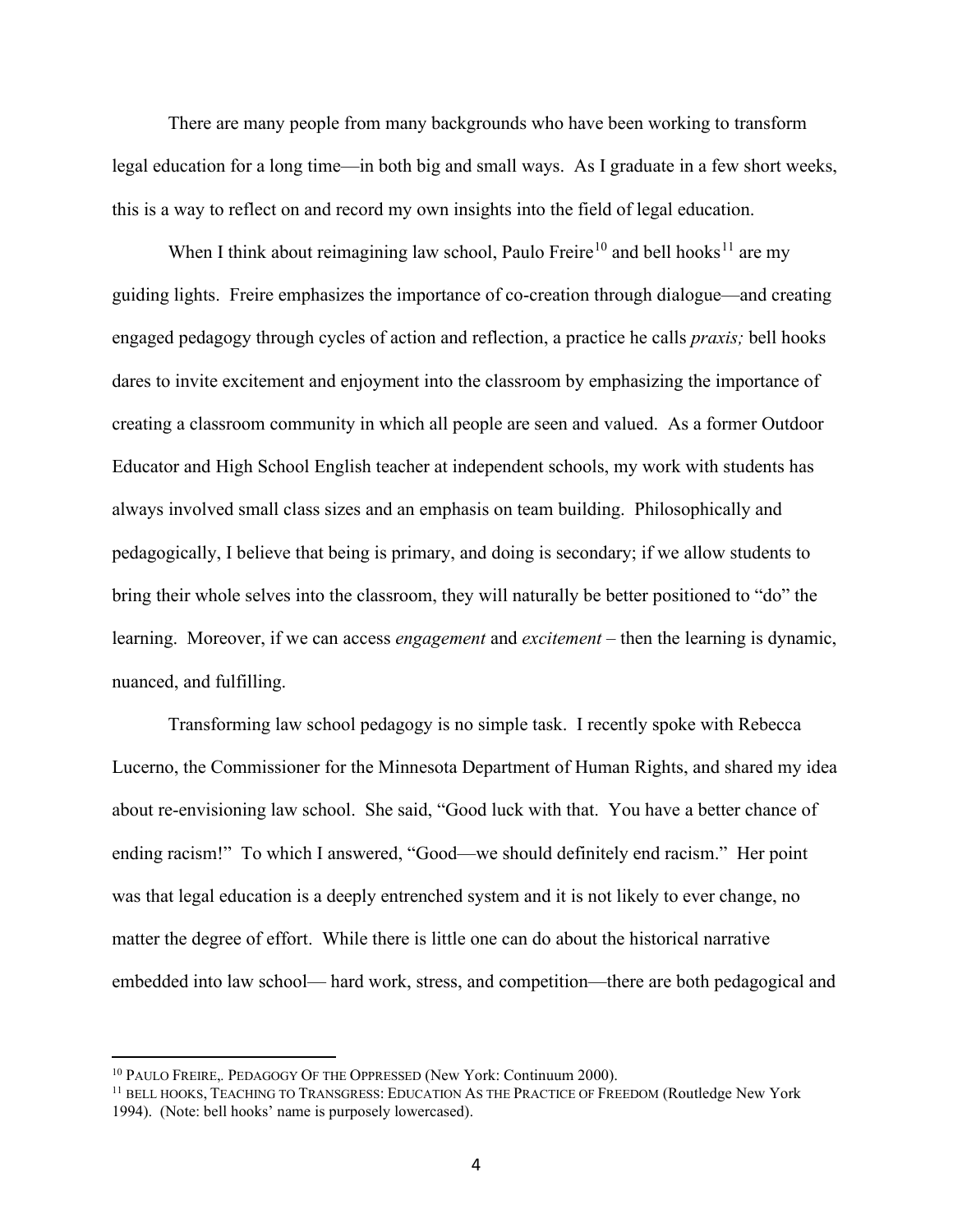There are many people from many backgrounds who have been working to transform legal education for a long time—in both big and small ways. As I graduate in a few short weeks, this is a way to reflect on and record my own insights into the field of legal education.

When I think about reimagining law school, Paulo Freire[10] and bell hooks[11] are my guiding lights. Freire emphasizes the importance of co-creation through dialogue—and creating engaged pedagogy through cycles of action and reflection, a practice he calls *praxis;* bell hooks dares to invite excitement and enjoyment into the classroom by emphasizing the importance of creating a classroom community in which all people are seen and valued. As a former Outdoor Educator and High School English teacher at independent schools, my work with students has always involved small class sizes and an emphasis on team building. Philosophically and pedagogically, I believe that being is primary, and doing is secondary; if we allow students to bring their whole selves into the classroom, they will naturally be better positioned to "do" the learning. Moreover, if we can access *engagement* and *excitement* – then the learning is dynamic, nuanced, and fulfilling.

Transforming law school pedagogy is no simple task. I recently spoke with Rebecca Lucerno, the Commissioner for the Minnesota Department of Human Rights, and shared my idea about re-envisioning law school. She said, "Good luck with that. You have a better chance of ending racism!" To which I answered, "Good—we should definitely end racism." Her point was that legal education is a deeply entrenched system and it is not likely to ever change, no matter the degree of effort. While there is little one can do about the historical narrative embedded into law school— hard work, stress, and competition—there are both pedagogical and

---

[10] PAULO FREIRE,. PEDAGOGY OF THE OPPRESSED (New York: Continuum 2000).

[11] BELL HOOKS, TEACHING TO TRANSGRESS: EDUCATION AS THE PRACTICE OF FREEDOM (Routledge New York 1994). (Note: bell hooks' name is purposely lowercased).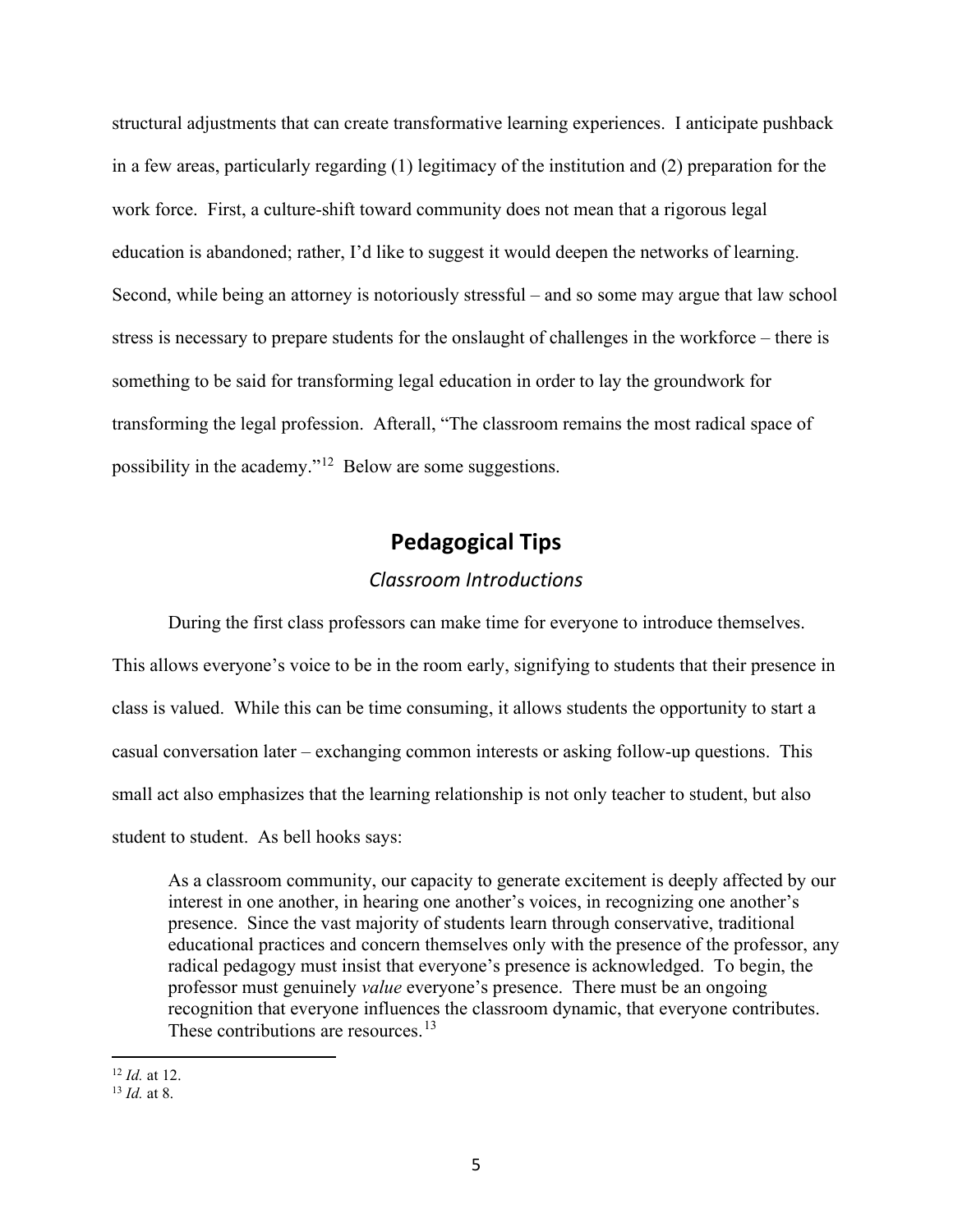structural adjustments that can create transformative learning experiences. I anticipate pushback in a few areas, particularly regarding (1) legitimacy of the institution and (2) preparation for the work force. First, a culture-shift toward community does not mean that a rigorous legal education is abandoned; rather, I'd like to suggest it would deepen the networks of learning. Second, while being an attorney is notoriously stressful – and so some may argue that law school stress is necessary to prepare students for the onslaught of challenges in the workforce – there is something to be said for transforming legal education in order to lay the groundwork for transforming the legal profession. Afterall, "The classroom remains the most radical space of possibility in the academy."[12] Below are some suggestions.

## Pedagogical Tips

### *Classroom Introductions*

During the first class professors can make time for everyone to introduce themselves. This allows everyone's voice to be in the room early, signifying to students that their presence in class is valued. While this can be time consuming, it allows students the opportunity to start a casual conversation later – exchanging common interests or asking follow-up questions. This small act also emphasizes that the learning relationship is not only teacher to student, but also student to student. As bell hooks says:

> As a classroom community, our capacity to generate excitement is deeply affected by our interest in one another, in hearing one another's voices, in recognizing one another's presence. Since the vast majority of students learn through conservative, traditional educational practices and concern themselves only with the presence of the professor, any radical pedagogy must insist that everyone's presence is acknowledged. To begin, the professor must genuinely *value* everyone's presence. There must be an ongoing recognition that everyone influences the classroom dynamic, that everyone contributes. These contributions are resources.[13]

---

[12] *Id.* at 12.

[13] *Id.* at 8.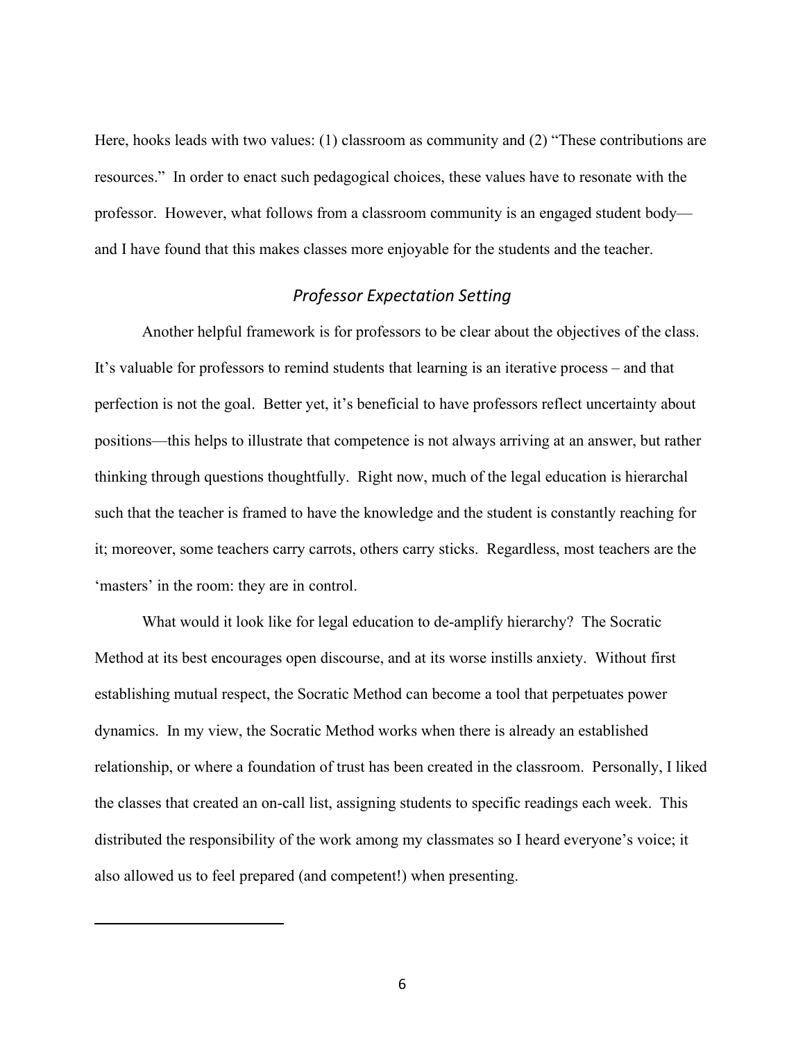Here, hooks leads with two values: (1) classroom as community and (2) "These contributions are resources." In order to enact such pedagogical choices, these values have to resonate with the professor. However, what follows from a classroom community is an engaged student body—and I have found that this makes classes more enjoyable for the students and the teacher.

### *Professor Expectation Setting*

Another helpful framework is for professors to be clear about the objectives of the class. It's valuable for professors to remind students that learning is an iterative process – and that perfection is not the goal. Better yet, it's beneficial to have professors reflect uncertainty about positions—this helps to illustrate that competence is not always arriving at an answer, but rather thinking through questions thoughtfully. Right now, much of the legal education is hierarchal such that the teacher is framed to have the knowledge and the student is constantly reaching for it; moreover, some teachers carry carrots, others carry sticks. Regardless, most teachers are the 'masters' in the room: they are in control.

What would it look like for legal education to de-amplify hierarchy? The Socratic Method at its best encourages open discourse, and at its worse instills anxiety. Without first establishing mutual respect, the Socratic Method can become a tool that perpetuates power dynamics. In my view, the Socratic Method works when there is already an established relationship, or where a foundation of trust has been created in the classroom. Personally, I liked the classes that created an on-call list, assigning students to specific readings each week. This distributed the responsibility of the work among my classmates so I heard everyone's voice; it also allowed us to feel prepared (and competent!) when presenting.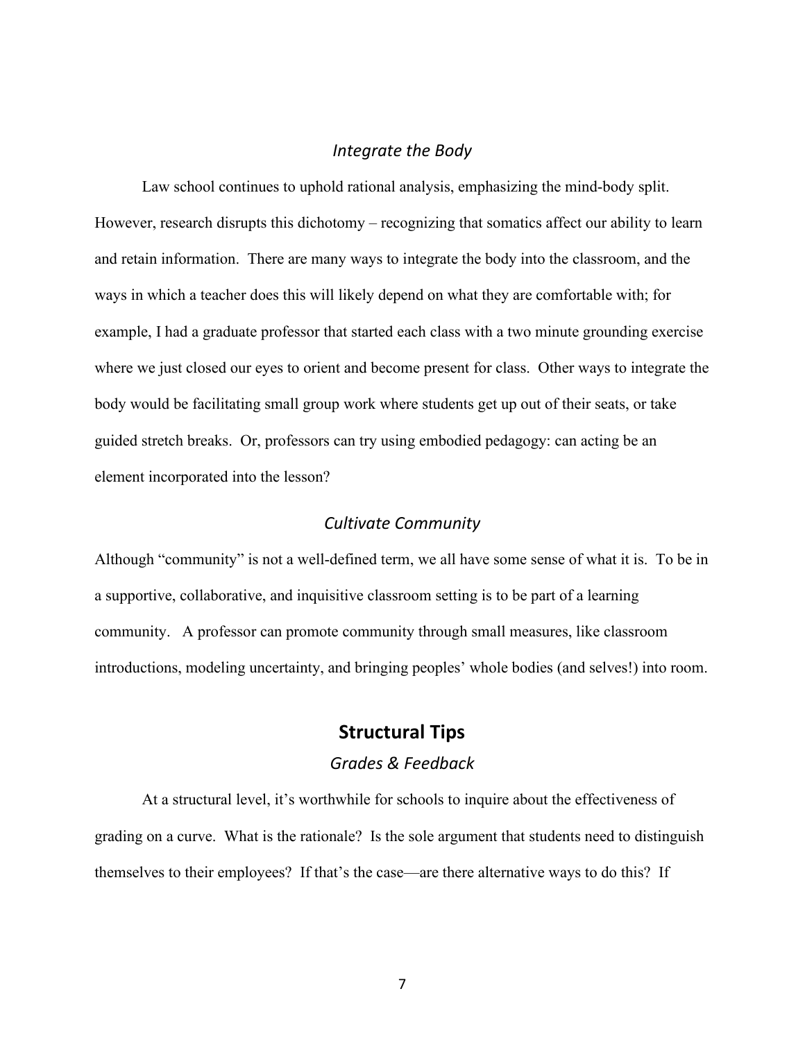### *Integrate the Body*

Law school continues to uphold rational analysis, emphasizing the mind-body split. However, research disrupts this dichotomy – recognizing that somatics affect our ability to learn and retain information. There are many ways to integrate the body into the classroom, and the ways in which a teacher does this will likely depend on what they are comfortable with; for example, I had a graduate professor that started each class with a two minute grounding exercise where we just closed our eyes to orient and become present for class. Other ways to integrate the body would be facilitating small group work where students get up out of their seats, or take guided stretch breaks. Or, professors can try using embodied pedagogy: can acting be an element incorporated into the lesson?

### *Cultivate Community*

Although "community" is not a well-defined term, we all have some sense of what it is. To be in a supportive, collaborative, and inquisitive classroom setting is to be part of a learning community. A professor can promote community through small measures, like classroom introductions, modeling uncertainty, and bringing peoples' whole bodies (and selves!) into room.

## **Structural Tips**

### *Grades & Feedback*

At a structural level, it's worthwhile for schools to inquire about the effectiveness of grading on a curve. What is the rationale? Is the sole argument that students need to distinguish themselves to their employees? If that's the case—are there alternative ways to do this? If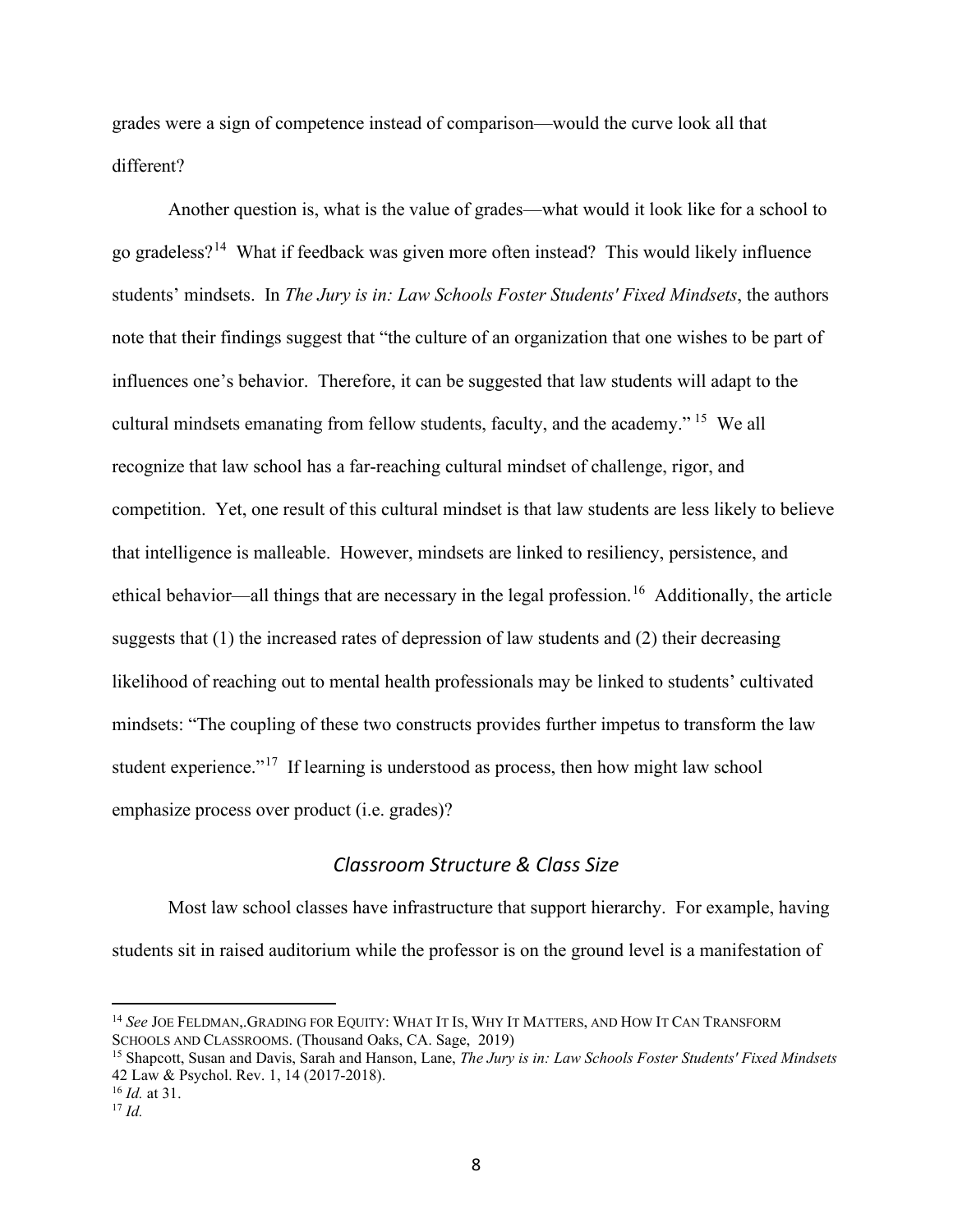grades were a sign of competence instead of comparison—would the curve look all that different?

Another question is, what is the value of grades—what would it look like for a school to go gradeless?[14] What if feedback was given more often instead? This would likely influence students' mindsets. In *The Jury is in: Law Schools Foster Students' Fixed Mindsets*, the authors note that their findings suggest that "the culture of an organization that one wishes to be part of influences one's behavior. Therefore, it can be suggested that law students will adapt to the cultural mindsets emanating from fellow students, faculty, and the academy."[15] We all recognize that law school has a far-reaching cultural mindset of challenge, rigor, and competition. Yet, one result of this cultural mindset is that law students are less likely to believe that intelligence is malleable. However, mindsets are linked to resiliency, persistence, and ethical behavior—all things that are necessary in the legal profession.[16] Additionally, the article suggests that (1) the increased rates of depression of law students and (2) their decreasing likelihood of reaching out to mental health professionals may be linked to students' cultivated mindsets: "The coupling of these two constructs provides further impetus to transform the law student experience."[17] If learning is understood as process, then how might law school emphasize process over product (i.e. grades)?

### *Classroom Structure & Class Size*

Most law school classes have infrastructure that support hierarchy. For example, having students sit in raised auditorium while the professor is on the ground level is a manifestation of

---

[14] *See* JOE FELDMAN,.GRADING FOR EQUITY: WHAT IT IS, WHY IT MATTERS, AND HOW IT CAN TRANSFORM SCHOOLS AND CLASSROOMS. (Thousand Oaks, CA. Sage, 2019)

[15] Shapcott, Susan and Davis, Sarah and Hanson, Lane, *The Jury is in: Law Schools Foster Students' Fixed Mindsets* 42 Law & Psychol. Rev. 1, 14 (2017-2018).

[16] *Id.* at 31.

[17] *Id.*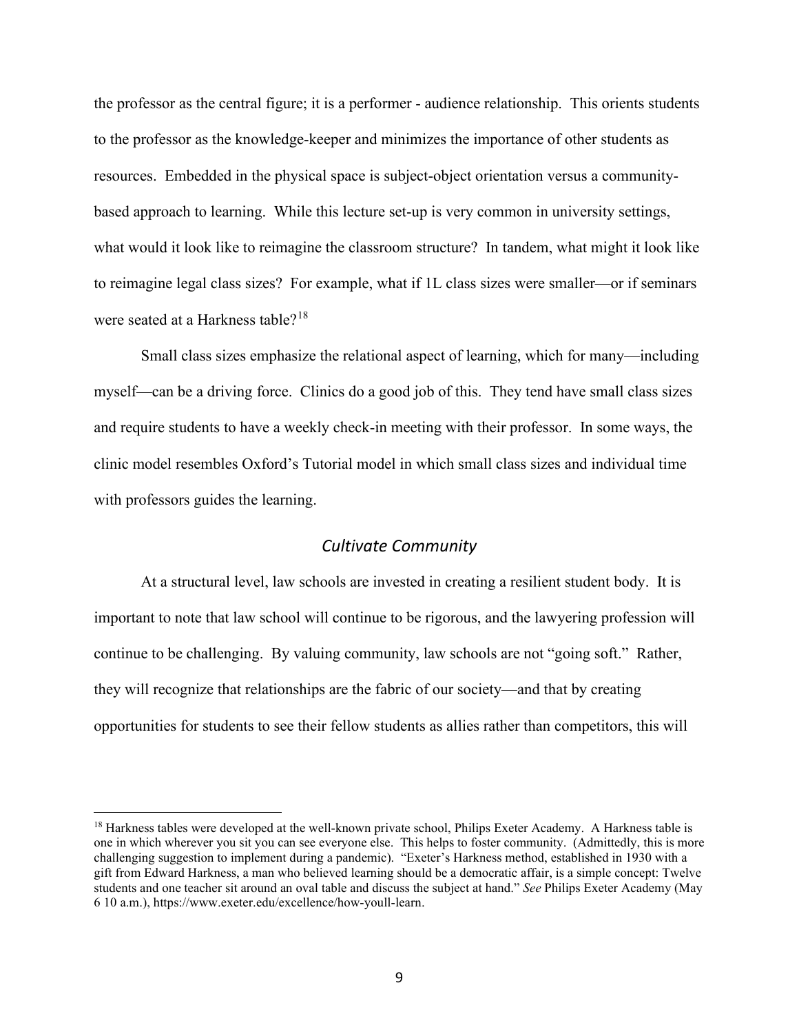the professor as the central figure; it is a performer - audience relationship. This orients students to the professor as the knowledge-keeper and minimizes the importance of other students as resources. Embedded in the physical space is subject-object orientation versus a community-based approach to learning. While this lecture set-up is very common in university settings, what would it look like to reimagine the classroom structure? In tandem, what might it look like to reimagine legal class sizes? For example, what if 1L class sizes were smaller—or if seminars were seated at a Harkness table?[18]

Small class sizes emphasize the relational aspect of learning, which for many—including myself—can be a driving force. Clinics do a good job of this. They tend have small class sizes and require students to have a weekly check-in meeting with their professor. In some ways, the clinic model resembles Oxford's Tutorial model in which small class sizes and individual time with professors guides the learning.

### *Cultivate Community*

At a structural level, law schools are invested in creating a resilient student body. It is important to note that law school will continue to be rigorous, and the lawyering profession will continue to be challenging. By valuing community, law schools are not "going soft." Rather, they will recognize that relationships are the fabric of our society—and that by creating opportunities for students to see their fellow students as allies rather than competitors, this will

---

[18] Harkness tables were developed at the well-known private school, Philips Exeter Academy. A Harkness table is one in which wherever you sit you can see everyone else. This helps to foster community. (Admittedly, this is more challenging suggestion to implement during a pandemic). "Exeter's Harkness method, established in 1930 with a gift from Edward Harkness, a man who believed learning should be a democratic affair, is a simple concept: Twelve students and one teacher sit around an oval table and discuss the subject at hand." *See* Philips Exeter Academy (May 6 10 a.m.), https://www.exeter.edu/excellence/how-youll-learn.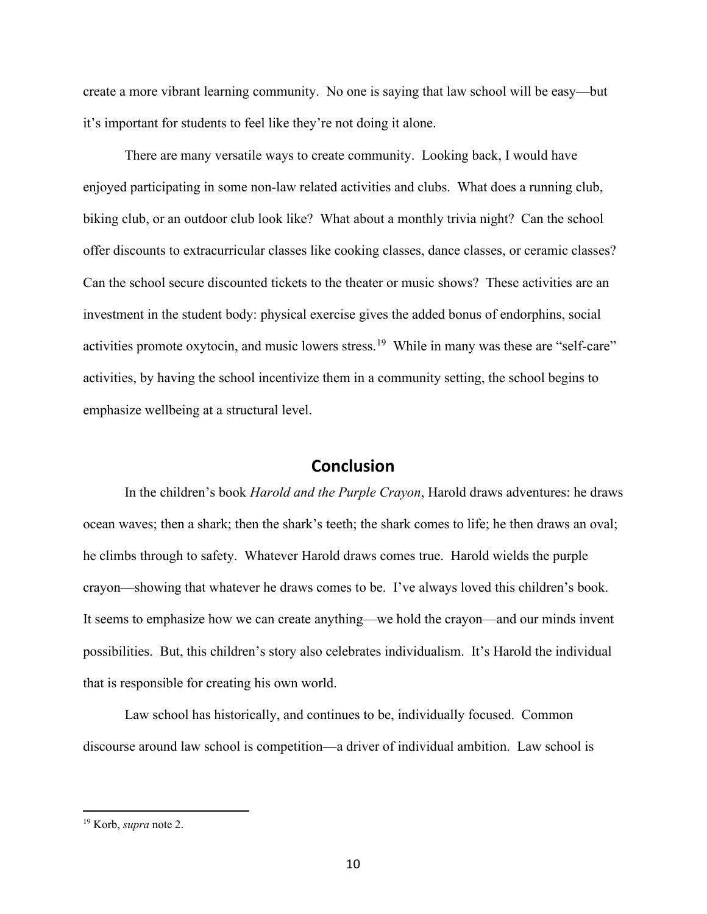create a more vibrant learning community. No one is saying that law school will be easy—but it's important for students to feel like they're not doing it alone.

There are many versatile ways to create community. Looking back, I would have enjoyed participating in some non-law related activities and clubs. What does a running club, biking club, or an outdoor club look like? What about a monthly trivia night? Can the school offer discounts to extracurricular classes like cooking classes, dance classes, or ceramic classes? Can the school secure discounted tickets to the theater or music shows? These activities are an investment in the student body: physical exercise gives the added bonus of endorphins, social activities promote oxytocin, and music lowers stress.[19] While in many was these are "self-care" activities, by having the school incentivize them in a community setting, the school begins to emphasize wellbeing at a structural level.

## Conclusion

In the children's book *Harold and the Purple Crayon*, Harold draws adventures: he draws ocean waves; then a shark; then the shark's teeth; the shark comes to life; he then draws an oval; he climbs through to safety. Whatever Harold draws comes true. Harold wields the purple crayon—showing that whatever he draws comes to be. I've always loved this children's book. It seems to emphasize how we can create anything—we hold the crayon—and our minds invent possibilities. But, this children's story also celebrates individualism. It's Harold the individual that is responsible for creating his own world.

Law school has historically, and continues to be, individually focused. Common discourse around law school is competition—a driver of individual ambition. Law school is

[19] Korb, *supra* note 2.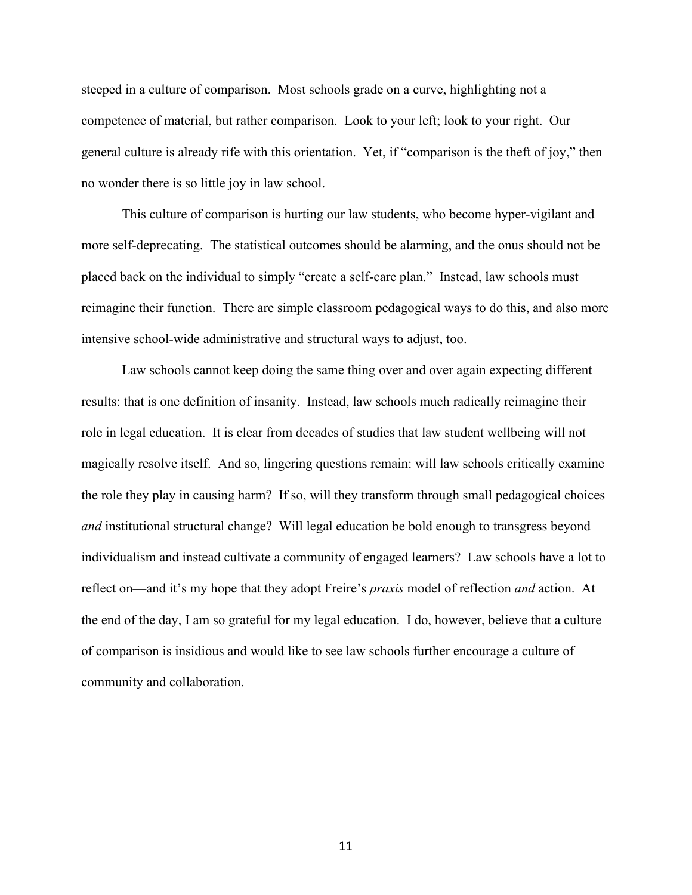steeped in a culture of comparison. Most schools grade on a curve, highlighting not a competence of material, but rather comparison. Look to your left; look to your right. Our general culture is already rife with this orientation. Yet, if "comparison is the theft of joy," then no wonder there is so little joy in law school.

This culture of comparison is hurting our law students, who become hyper-vigilant and more self-deprecating. The statistical outcomes should be alarming, and the onus should not be placed back on the individual to simply "create a self-care plan." Instead, law schools must reimagine their function. There are simple classroom pedagogical ways to do this, and also more intensive school-wide administrative and structural ways to adjust, too.

Law schools cannot keep doing the same thing over and over again expecting different results: that is one definition of insanity. Instead, law schools much radically reimagine their role in legal education. It is clear from decades of studies that law student wellbeing will not magically resolve itself. And so, lingering questions remain: will law schools critically examine the role they play in causing harm? If so, will they transform through small pedagogical choices *and* institutional structural change? Will legal education be bold enough to transgress beyond individualism and instead cultivate a community of engaged learners? Law schools have a lot to reflect on—and it's my hope that they adopt Freire's *praxis* model of reflection *and* action. At the end of the day, I am so grateful for my legal education. I do, however, believe that a culture of comparison is insidious and would like to see law schools further encourage a culture of community and collaboration.